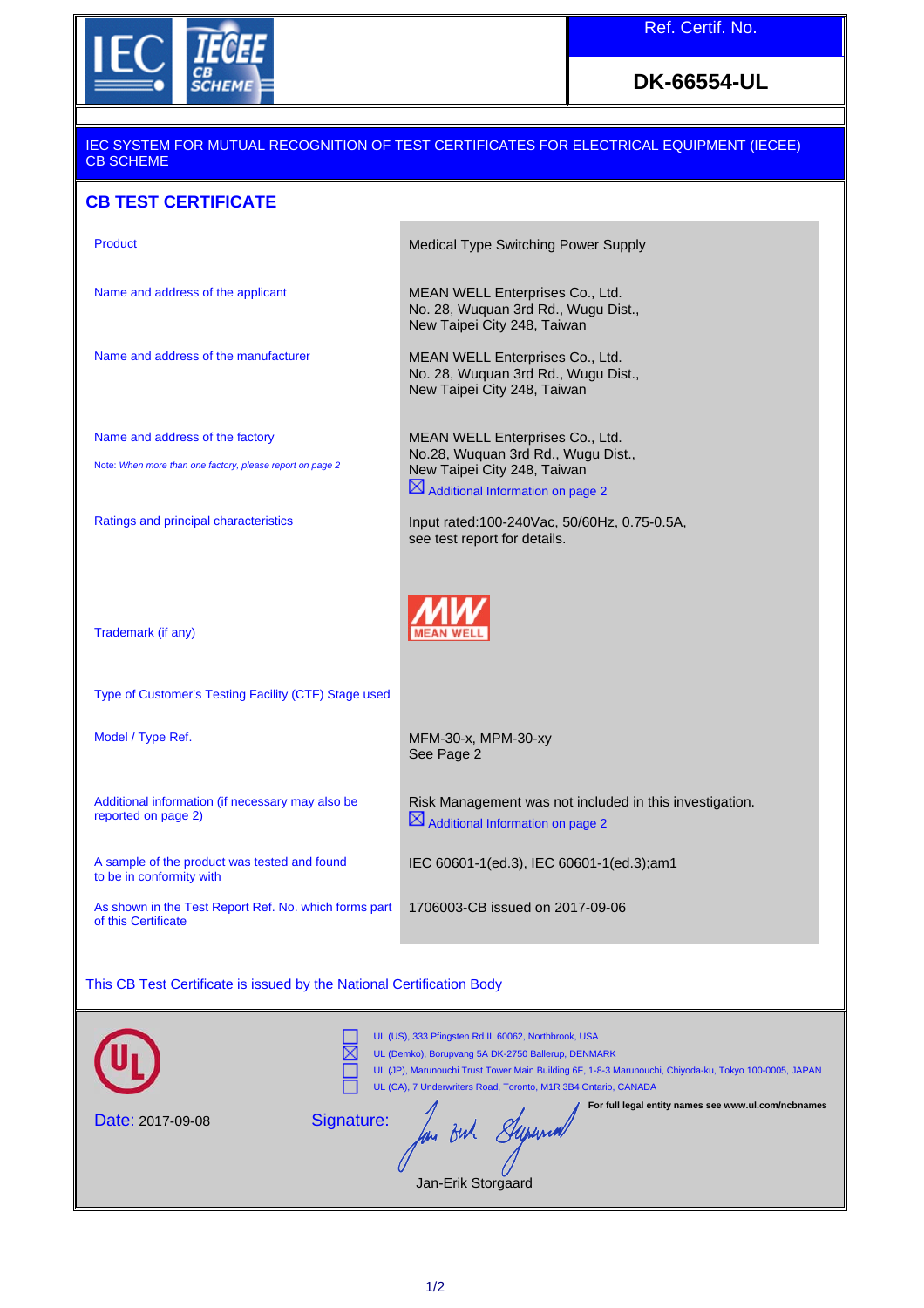Ref. Certif. No.

**DK-66554-UL**

IEC SYSTEM FOR MUTUAL RECOGNITION OF TEST CERTIFICATES FOR ELECTRICAL EQUIPMENT (IECEE) CB SCHEME

## CB TEST CERTIFICATE

| | |
|---|---|
| Product | Medical Type Switching Power Supply |
| Name and address of the applicant | MEAN WELL Enterprises Co., Ltd.<br>No. 28, Wuquan 3rd Rd., Wugu Dist.,<br>New Taipei City 248, Taiwan |
| Name and address of the manufacturer | MEAN WELL Enterprises Co., Ltd.<br>No. 28, Wuquan 3rd Rd., Wugu Dist.,<br>New Taipei City 248, Taiwan |
| Name and address of the factory<br>Note: *When more than one factory, please report on page 2* | MEAN WELL Enterprises Co., Ltd.<br>No.28, Wuquan 3rd Rd., Wugu Dist.,<br>New Taipei City 248, Taiwan<br>☒ Additional Information on page 2 |
| Ratings and principal characteristics | Input rated:100-240Vac, 50/60Hz, 0.75-0.5A,<br>see test report for details. |
| Trademark (if any) | MW MEAN WELL |
| Type of Customer's Testing Facility (CTF) Stage used | |
| Model / Type Ref. | MFM-30-x, MPM-30-xy<br>See Page 2 |
| Additional information (if necessary may also be reported on page 2) | Risk Management was not included in this investigation.<br>☒ Additional Information on page 2 |
| A sample of the product was tested and found to be in conformity with | IEC 60601-1(ed.3), IEC 60601-1(ed.3);am1 |
| As shown in the Test Report Ref. No. which forms part of this Certificate | 1706003-CB issued on 2017-09-06 |

This CB Test Certificate is issued by the National Certification Body

☐ UL (US), 333 Pfingsten Rd IL 60062, Northbrook, USA
☒ UL (Demko), Borupvang 5A DK-2750 Ballerup, DENMARK
☐ UL (JP), Marunouchi Trust Tower Main Building 6F, 1-8-3 Marunouchi, Chiyoda-ku, Tokyo 100-0005, JAPAN
☐ UL (CA), 7 Underwriters Road, Toronto, M1R 3B4 Ontario, CANADA

**For full legal entity names see www.ul.com/ncbnames**

Date: 2017-09-08

Signature:

Jan-Erik Storgaard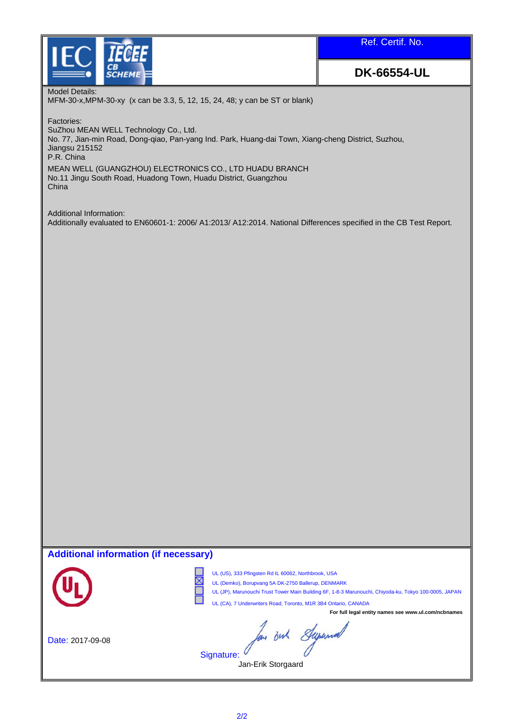Ref. Certif. No.

**DK-66554-UL**

Model Details:
MFM-30-x,MPM-30-xy (x can be 3.3, 5, 12, 15, 24, 48; y can be ST or blank)

Factories:
SuZhou MEAN WELL Technology Co., Ltd.
No. 77, Jian-min Road, Dong-qiao, Pan-yang Ind. Park, Huang-dai Town, Xiang-cheng District, Suzhou, Jiangsu 215152
P.R. China

MEAN WELL (GUANGZHOU) ELECTRONICS CO., LTD HUADU BRANCH
No.11 Jingu South Road, Huadong Town, Huadu District, Guangzhou
China

Additional Information:
Additionally evaluated to EN60601-1: 2006/ A1:2013/ A12:2014. National Differences specified in the CB Test Report.

## Additional information (if necessary)

- [ ] UL (US), 333 Pfingsten Rd IL 60062, Northbrook, USA
- [x] UL (Demko), Borupvang 5A DK-2750 Ballerup, DENMARK
- [ ] UL (JP), Marunouchi Trust Tower Main Building 6F, 1-8-3 Marunouchi, Chiyoda-ku, Tokyo 100-0005, JAPAN
- [ ] UL (CA), 7 Underwriters Road, Toronto, M1R 3B4 Ontario, CANADA

**For full legal entity names see www.ul.com/ncbnames**

Date: 2017-09-08

Signature:
Jan-Erik Storgaard